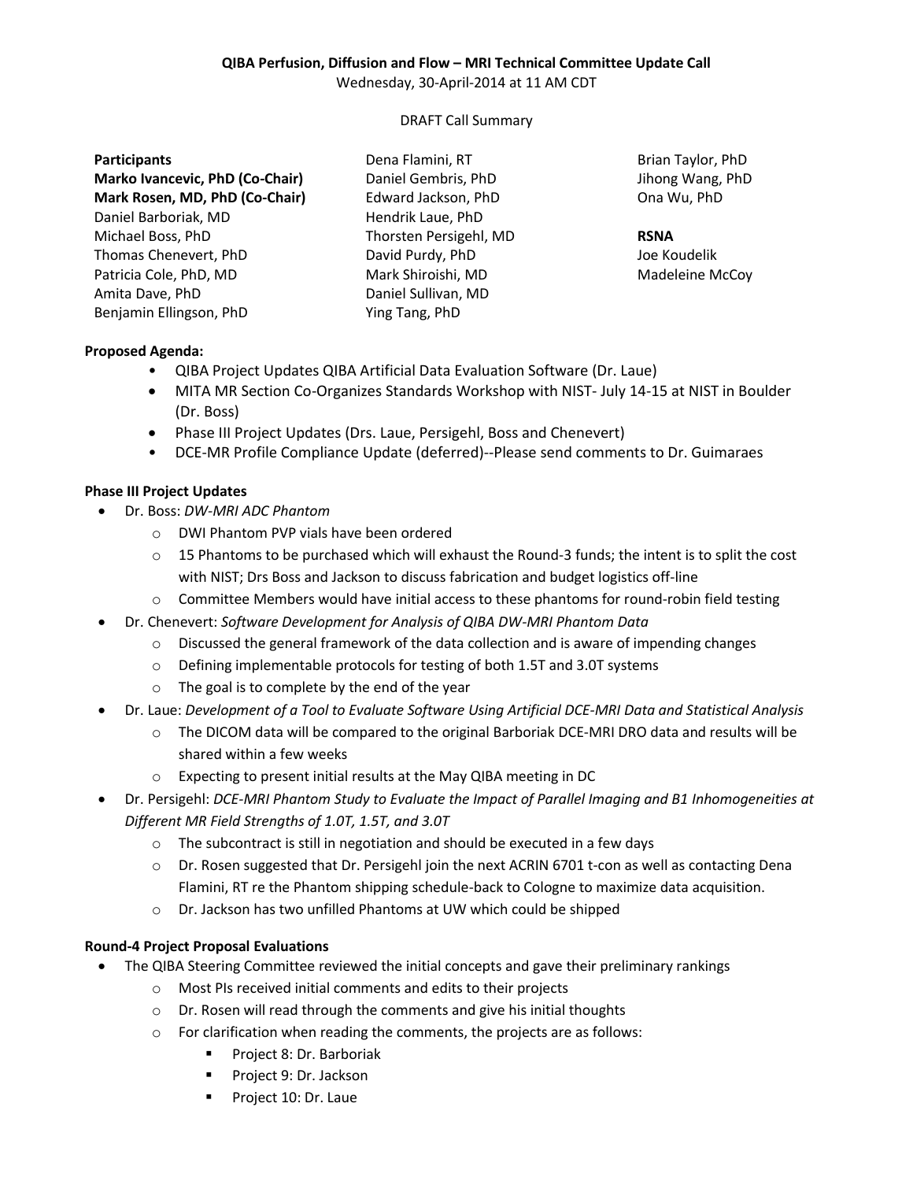**QIBA Perfusion, Diffusion and Flow – MRI Technical Committee Update Call**

Wednesday, 30-April-2014 at 11 AM CDT

DRAFT Call Summary

**Participants**
**Marko Ivancevic, PhD (Co-Chair)**
**Mark Rosen, MD, PhD (Co-Chair)**
Daniel Barboriak, MD
Michael Boss, PhD
Thomas Chenevert, PhD
Patricia Cole, PhD, MD
Amita Dave, PhD
Benjamin Ellingson, PhD
Dena Flamini, RT
Daniel Gembris, PhD
Edward Jackson, PhD
Hendrik Laue, PhD
Thorsten Persigehl, MD
David Purdy, PhD
Mark Shiroishi, MD
Daniel Sullivan, MD
Ying Tang, PhD
Brian Taylor, PhD
Jihong Wang, PhD
Ona Wu, PhD

**RSNA**
Joe Koudelik
Madeleine McCoy

**Proposed Agenda:**

- QIBA Project Updates QIBA Artificial Data Evaluation Software (Dr. Laue)
- MITA MR Section Co-Organizes Standards Workshop with NIST- July 14-15 at NIST in Boulder (Dr. Boss)
- Phase III Project Updates (Drs. Laue, Persigehl, Boss and Chenevert)
- DCE-MR Profile Compliance Update (deferred)--Please send comments to Dr. Guimaraes

**Phase III Project Updates**

- Dr. Boss: *DW-MRI ADC Phantom*
  - DWI Phantom PVP vials have been ordered
  - 15 Phantoms to be purchased which will exhaust the Round-3 funds; the intent is to split the cost with NIST; Drs Boss and Jackson to discuss fabrication and budget logistics off-line
  - Committee Members would have initial access to these phantoms for round-robin field testing
- Dr. Chenevert: *Software Development for Analysis of QIBA DW-MRI Phantom Data*
  - Discussed the general framework of the data collection and is aware of impending changes
  - Defining implementable protocols for testing of both 1.5T and 3.0T systems
  - The goal is to complete by the end of the year
- Dr. Laue: *Development of a Tool to Evaluate Software Using Artificial DCE-MRI Data and Statistical Analysis*
  - The DICOM data will be compared to the original Barboriak DCE-MRI DRO data and results will be shared within a few weeks
  - Expecting to present initial results at the May QIBA meeting in DC
- Dr. Persigehl: *DCE-MRI Phantom Study to Evaluate the Impact of Parallel Imaging and B1 Inhomogeneities at Different MR Field Strengths of 1.0T, 1.5T, and 3.0T*
  - The subcontract is still in negotiation and should be executed in a few days
  - Dr. Rosen suggested that Dr. Persigehl join the next ACRIN 6701 t-con as well as contacting Dena Flamini, RT re the Phantom shipping schedule-back to Cologne to maximize data acquisition.
  - Dr. Jackson has two unfilled Phantoms at UW which could be shipped

**Round-4 Project Proposal Evaluations**

- The QIBA Steering Committee reviewed the initial concepts and gave their preliminary rankings
  - Most PIs received initial comments and edits to their projects
  - Dr. Rosen will read through the comments and give his initial thoughts
  - For clarification when reading the comments, the projects are as follows:
    - Project 8: Dr. Barboriak
    - Project 9: Dr. Jackson
    - Project 10: Dr. Laue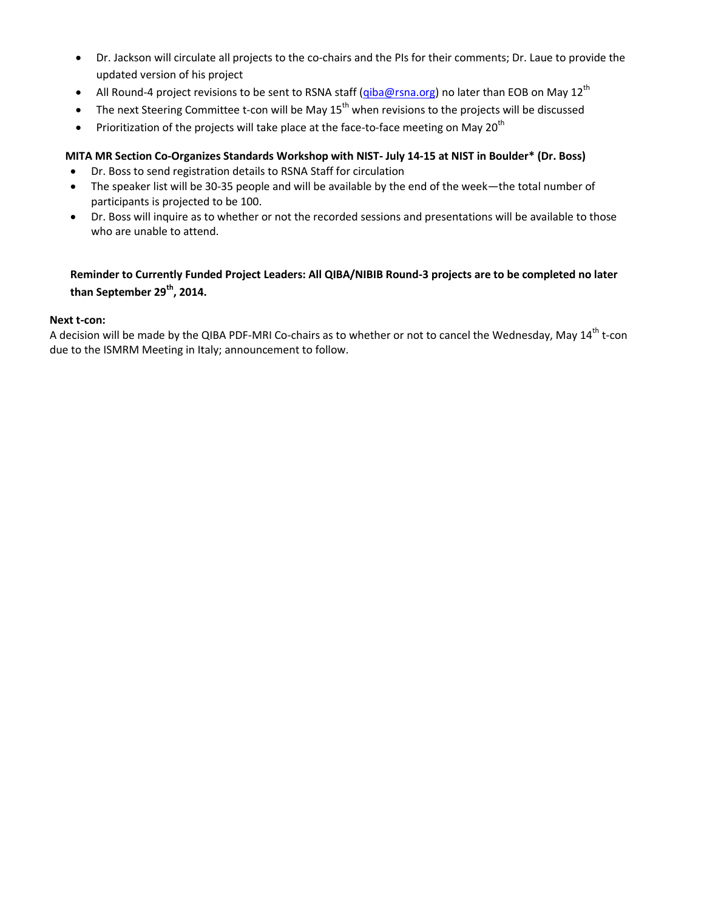- Dr. Jackson will circulate all projects to the co-chairs and the PIs for their comments; Dr. Laue to provide the updated version of his project
- All Round-4 project revisions to be sent to RSNA staff (qiba@rsna.org) no later than EOB on May 12th
- The next Steering Committee t-con will be May 15th when revisions to the projects will be discussed
- Prioritization of the projects will take place at the face-to-face meeting on May 20th

**MITA MR Section Co-Organizes Standards Workshop with NIST- July 14-15 at NIST in Boulder* (Dr. Boss)**

- Dr. Boss to send registration details to RSNA Staff for circulation
- The speaker list will be 30-35 people and will be available by the end of the week—the total number of participants is projected to be 100.
- Dr. Boss will inquire as to whether or not the recorded sessions and presentations will be available to those who are unable to attend.

**Reminder to Currently Funded Project Leaders: All QIBA/NIBIB Round-3 projects are to be completed no later than September 29th, 2014.**

**Next t-con:**

A decision will be made by the QIBA PDF-MRI Co-chairs as to whether or not to cancel the Wednesday, May 14th t-con due to the ISMRM Meeting in Italy; announcement to follow.